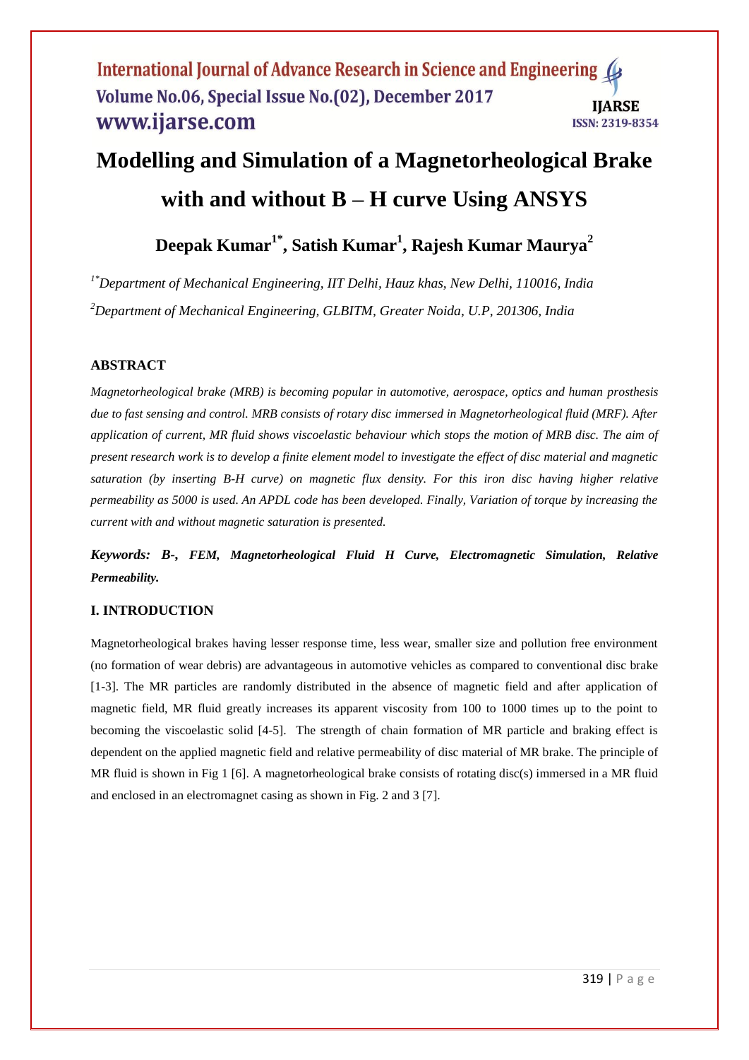# Modelling and Simulation of a Magnetorheological Brake with and without B – H curve Using ANSYS

**Deepak Kumar[1*], Satish Kumar[1], Rajesh Kumar Maurya[2]**

*[1*]Department of Mechanical Engineering, IIT Delhi, Hauz khas, New Delhi, 110016, India*

*[2]Department of Mechanical Engineering, GLBITM, Greater Noida, U.P, 201306, India*

## ABSTRACT

*Magnetorheological brake (MRB) is becoming popular in automotive, aerospace, optics and human prosthesis due to fast sensing and control. MRB consists of rotary disc immersed in Magnetorheological fluid (MRF). After application of current, MR fluid shows viscoelastic behaviour which stops the motion of MRB disc. The aim of present research work is to develop a finite element model to investigate the effect of disc material and magnetic saturation (by inserting B-H curve) on magnetic flux density. For this iron disc having higher relative permeability as 5000 is used. An APDL code has been developed. Finally, Variation of torque by increasing the current with and without magnetic saturation is presented.*

***Keywords: B-, FEM, Magnetorheological Fluid H Curve, Electromagnetic Simulation, Relative Permeability.***

## I. INTRODUCTION

Magnetorheological brakes having lesser response time, less wear, smaller size and pollution free environment (no formation of wear debris) are advantageous in automotive vehicles as compared to conventional disc brake [1-3]. The MR particles are randomly distributed in the absence of magnetic field and after application of magnetic field, MR fluid greatly increases its apparent viscosity from 100 to 1000 times up to the point to becoming the viscoelastic solid [4-5]. The strength of chain formation of MR particle and braking effect is dependent on the applied magnetic field and relative permeability of disc material of MR brake. The principle of MR fluid is shown in Fig 1 [6]. A magnetorheological brake consists of rotating disc(s) immersed in a MR fluid and enclosed in an electromagnet casing as shown in Fig. 2 and 3 [7].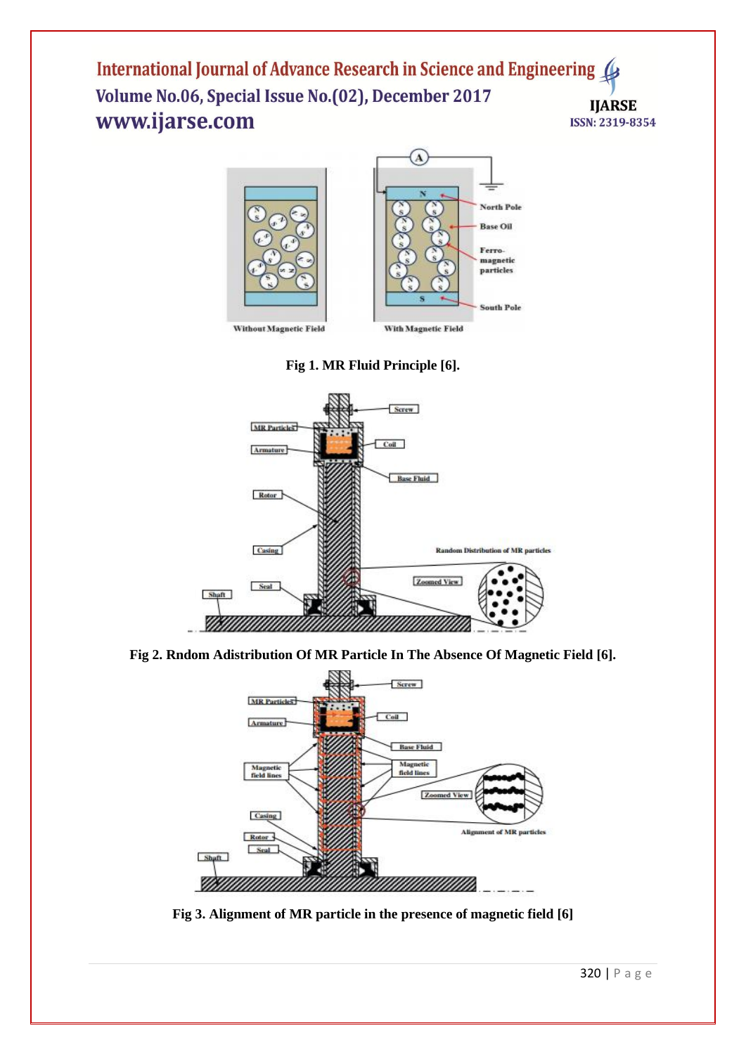Fig 1. MR Fluid Principle [6].

Fig 2. Rndom Adistribution Of MR Particle In The Absence Of Magnetic Field [6].

Fig 3. Alignment of MR particle in the presence of magnetic field [6]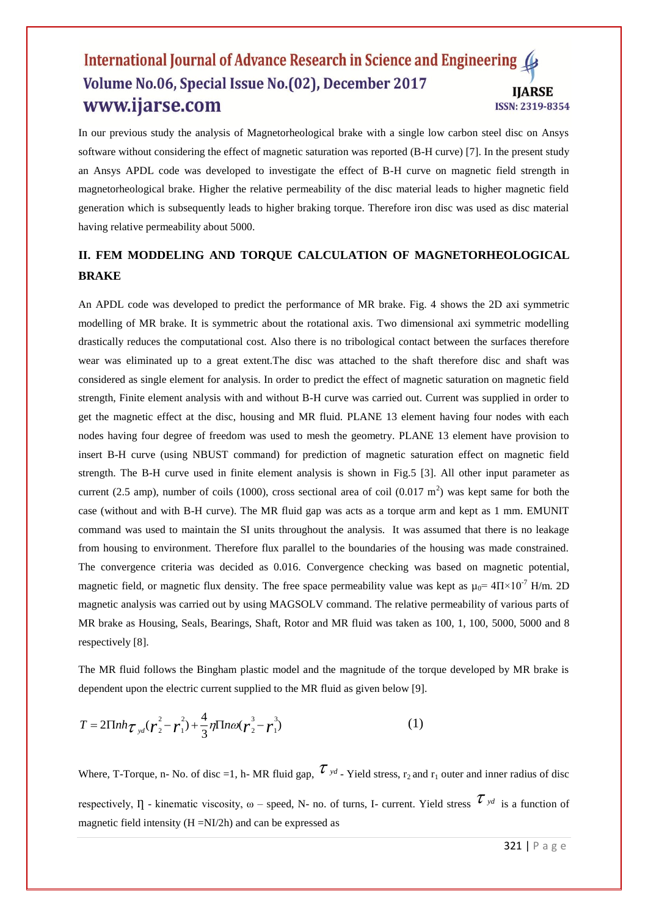In our previous study the analysis of Magnetorheological brake with a single low carbon steel disc on Ansys software without considering the effect of magnetic saturation was reported (B-H curve) [7]. In the present study an Ansys APDL code was developed to investigate the effect of B-H curve on magnetic field strength in magnetorheological brake. Higher the relative permeability of the disc material leads to higher magnetic field generation which is subsequently leads to higher braking torque. Therefore iron disc was used as disc material having relative permeability about 5000.

## II. FEM MODDELING AND TORQUE CALCULATION OF MAGNETORHEOLOGICAL BRAKE

An APDL code was developed to predict the performance of MR brake. Fig. 4 shows the 2D axi symmetric modelling of MR brake. It is symmetric about the rotational axis. Two dimensional axi symmetric modelling drastically reduces the computational cost. Also there is no tribological contact between the surfaces therefore wear was eliminated up to a great extent.The disc was attached to the shaft therefore disc and shaft was considered as single element for analysis. In order to predict the effect of magnetic saturation on magnetic field strength, Finite element analysis with and without B-H curve was carried out. Current was supplied in order to get the magnetic effect at the disc, housing and MR fluid. PLANE 13 element having four nodes with each nodes having four degree of freedom was used to mesh the geometry. PLANE 13 element have provision to insert B-H curve (using NBUST command) for prediction of magnetic saturation effect on magnetic field strength. The B-H curve used in finite element analysis is shown in Fig.5 [3]. All other input parameter as current (2.5 amp), number of coils (1000), cross sectional area of coil (0.017 $m^2$) was kept same for both the case (without and with B-H curve). The MR fluid gap was acts as a torque arm and kept as 1 mm. EMUNIT command was used to maintain the SI units throughout the analysis. It was assumed that there is no leakage from housing to environment. Therefore flux parallel to the boundaries of the housing was made constrained. The convergence criteria was decided as 0.016. Convergence checking was based on magnetic potential, magnetic field, or magnetic flux density. The free space permeability value was kept as $\mu_0 = 4\Pi\times10^{-7}$ H/m. 2D magnetic analysis was carried out by using MAGSOLV command. The relative permeability of various parts of MR brake as Housing, Seals, Bearings, Shaft, Rotor and MR fluid was taken as 100, 1, 100, 5000, 5000 and 8 respectively [8].

The MR fluid follows the Bingham plastic model and the magnitude of the torque developed by MR brake is dependent upon the electric current supplied to the MR fluid as given below [9].

$$T = 2\Pi nh\tau_{yd}(r_2^2 - r_1^2) + \frac{4}{3}\eta\Pi n\omega(r_2^3 - r_1^3) \qquad (1)$$

Where, T-Torque, n- No. of disc =1, h- MR fluid gap, $\tau_{yd}$ - Yield stress, $r_2$ and $r_1$ outer and inner radius of disc respectively, ꞃ - kinematic viscosity, ω – speed, N- no. of turns, I- current. Yield stress $\tau_{yd}$ is a function of magnetic field intensity (H =NI/2h) and can be expressed as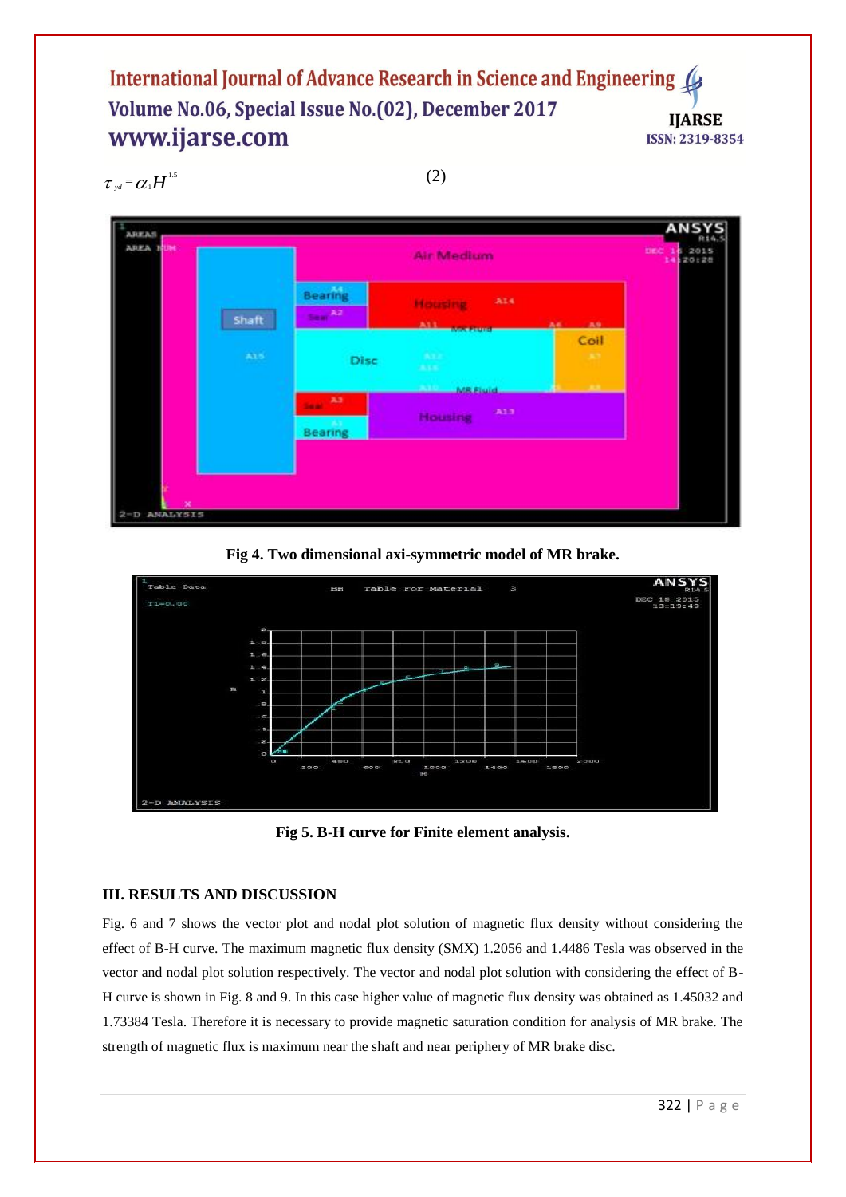$$\tau_{yd} = \alpha_1 H^{1.5} \quad (2)$$

Fig 4. Two dimensional axi-symmetric model of MR brake.

Fig 5. B-H curve for Finite element analysis.

## III. RESULTS AND DISCUSSION

Fig. 6 and 7 shows the vector plot and nodal plot solution of magnetic flux density without considering the effect of B-H curve. The maximum magnetic flux density (SMX) 1.2056 and 1.4486 Tesla was observed in the vector and nodal plot solution respectively. The vector and nodal plot solution with considering the effect of B-H curve is shown in Fig. 8 and 9. In this case higher value of magnetic flux density was obtained as 1.45032 and 1.73384 Tesla. Therefore it is necessary to provide magnetic saturation condition for analysis of MR brake. The strength of magnetic flux is maximum near the shaft and near periphery of MR brake disc.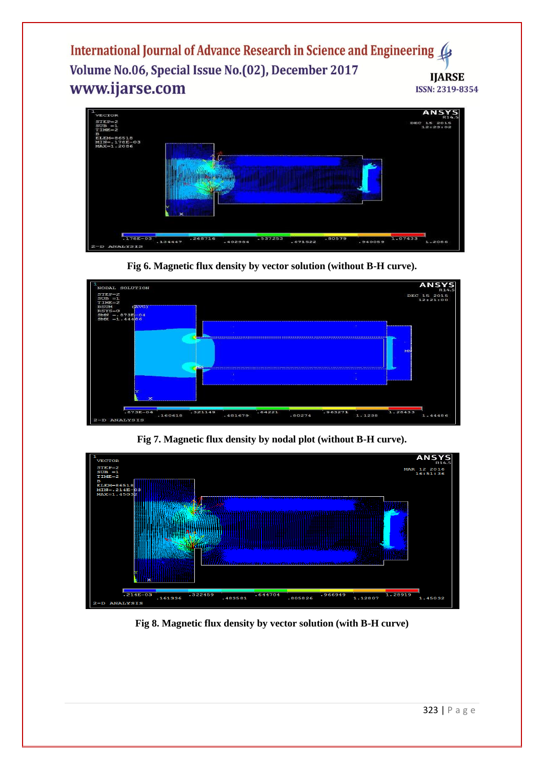Fig 6. Magnetic flux density by vector solution (without B-H curve).

Fig 7. Magnetic flux density by nodal plot (without B-H curve).

Fig 8. Magnetic flux density by vector solution (with B-H curve)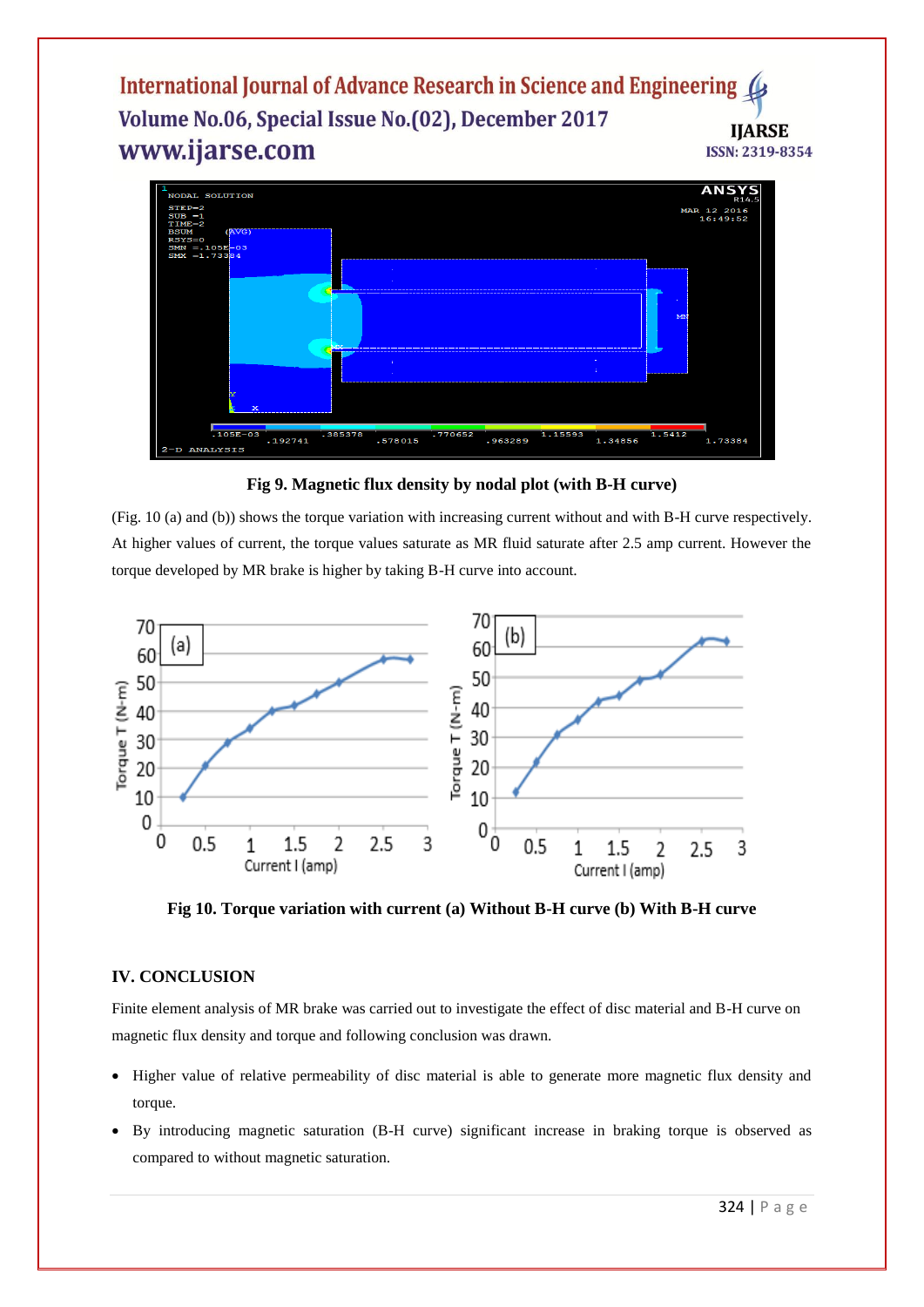**Fig 9. Magnetic flux density by nodal plot (with B-H curve)**

(Fig. 10 (a) and (b)) shows the torque variation with increasing current without and with B-H curve respectively. At higher values of current, the torque values saturate as MR fluid saturate after 2.5 amp current. However the torque developed by MR brake is higher by taking B-H curve into account.

**Fig 10. Torque variation with current (a) Without B-H curve (b) With B-H curve**

## IV. CONCLUSION

Finite element analysis of MR brake was carried out to investigate the effect of disc material and B-H curve on magnetic flux density and torque and following conclusion was drawn.

- Higher value of relative permeability of disc material is able to generate more magnetic flux density and torque.
- By introducing magnetic saturation (B-H curve) significant increase in braking torque is observed as compared to without magnetic saturation.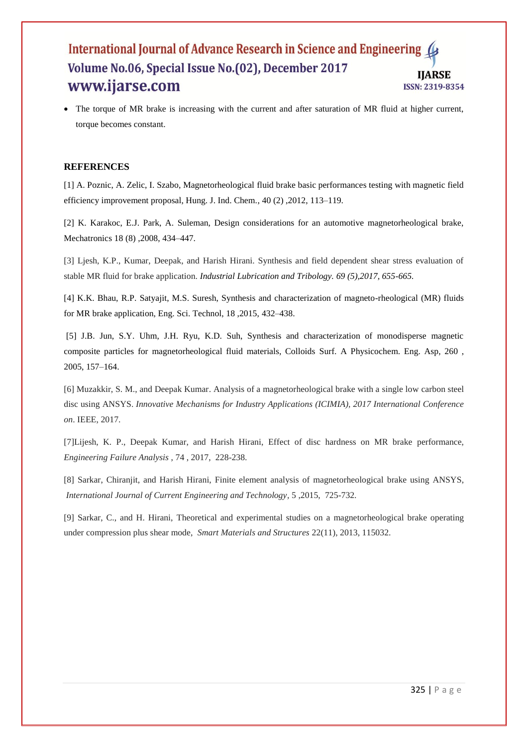- The torque of MR brake is increasing with the current and after saturation of MR fluid at higher current, torque becomes constant.

## REFERENCES

[1] A. Poznic, A. Zelic, I. Szabo, Magnetorheological fluid brake basic performances testing with magnetic field efficiency improvement proposal, Hung. J. Ind. Chem., 40 (2) ,2012, 113–119.

[2] K. Karakoc, E.J. Park, A. Suleman, Design considerations for an automotive magnetorheological brake, Mechatronics 18 (8) ,2008, 434–447.

[3] Ljesh, K.P., Kumar, Deepak, and Harish Hirani. Synthesis and field dependent shear stress evaluation of stable MR fluid for brake application. *Industrial Lubrication and Tribology. 69 (5),2017, 655-665.*

[4] K.K. Bhau, R.P. Satyajit, M.S. Suresh, Synthesis and characterization of magneto-rheological (MR) fluids for MR brake application, Eng. Sci. Technol, 18 ,2015, 432–438.

[5] J.B. Jun, S.Y. Uhm, J.H. Ryu, K.D. Suh, Synthesis and characterization of monodisperse magnetic composite particles for magnetorheological fluid materials, Colloids Surf. A Physicochem. Eng. Asp, 260 , 2005, 157–164.

[6] Muzakkir, S. M., and Deepak Kumar. Analysis of a magnetorheological brake with a single low carbon steel disc using ANSYS. *Innovative Mechanisms for Industry Applications (ICIMIA), 2017 International Conference on*. IEEE, 2017.

[7]Lijesh, K. P., Deepak Kumar, and Harish Hirani, Effect of disc hardness on MR brake performance, *Engineering Failure Analysis* , 74 , 2017, 228-238.

[8] Sarkar, Chiranjit, and Harish Hirani, Finite element analysis of magnetorheological brake using ANSYS, *International Journal of Current Engineering and Technology*, 5 ,2015, 725-732.

[9] Sarkar, C., and H. Hirani, Theoretical and experimental studies on a magnetorheological brake operating under compression plus shear mode, *Smart Materials and Structures* 22(11), 2013, 115032.